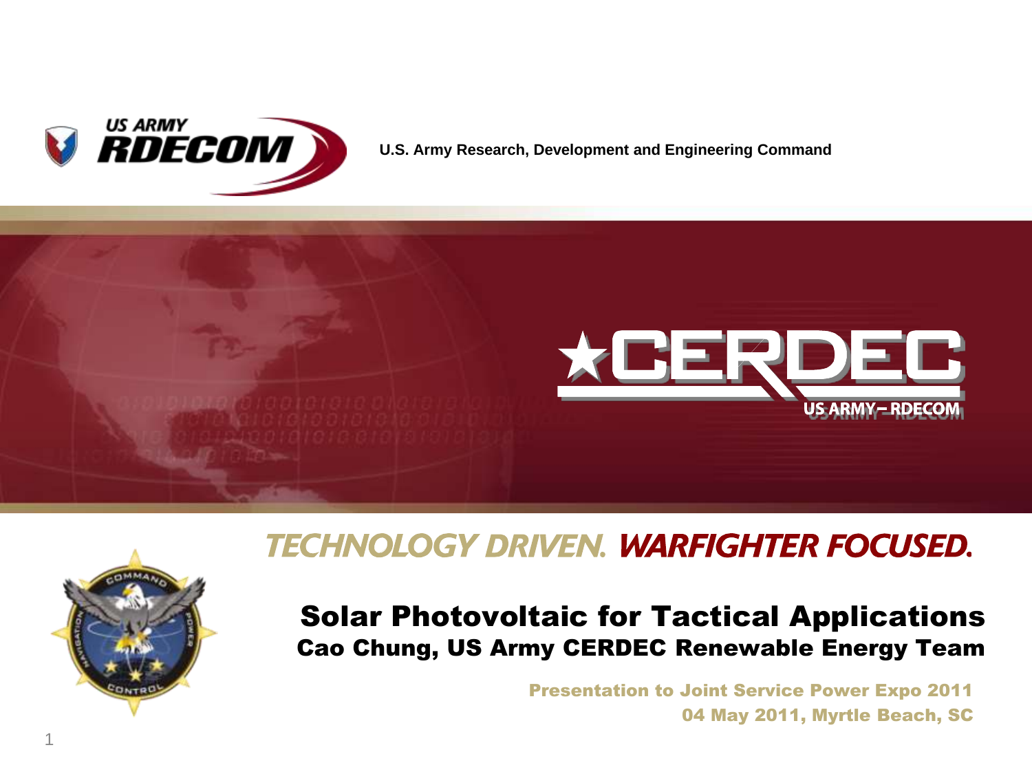US ARMY RDECOM

U.S. Army Research, Development and Engineering Command

CERDEC

US ARMY – RDECOM

**TECHNOLOGY DRIVEN. WARFIGHTER FOCUSED.**

# Solar Photovoltaic for Tactical Applications

## Cao Chung, US Army CERDEC Renewable Energy Team

Presentation to Joint Service Power Expo 2011

04 May 2011, Myrtle Beach, SC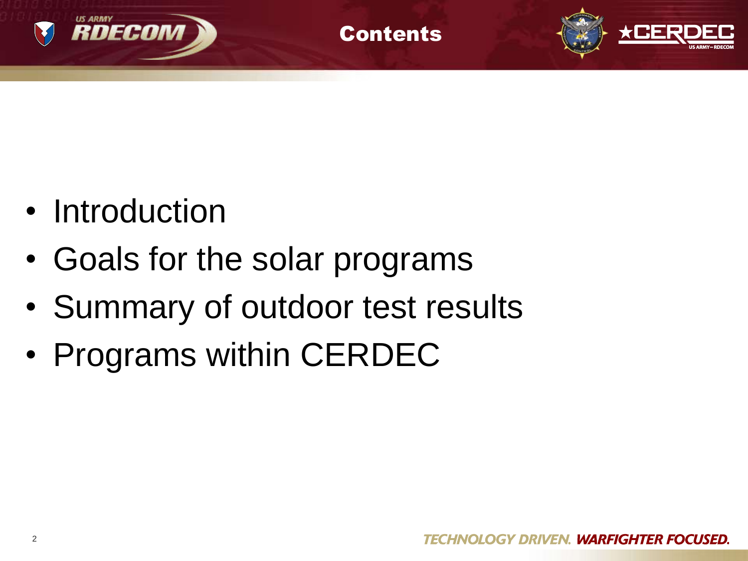# Contents

- Introduction
- Goals for the solar programs
- Summary of outdoor test results
- Programs within CERDEC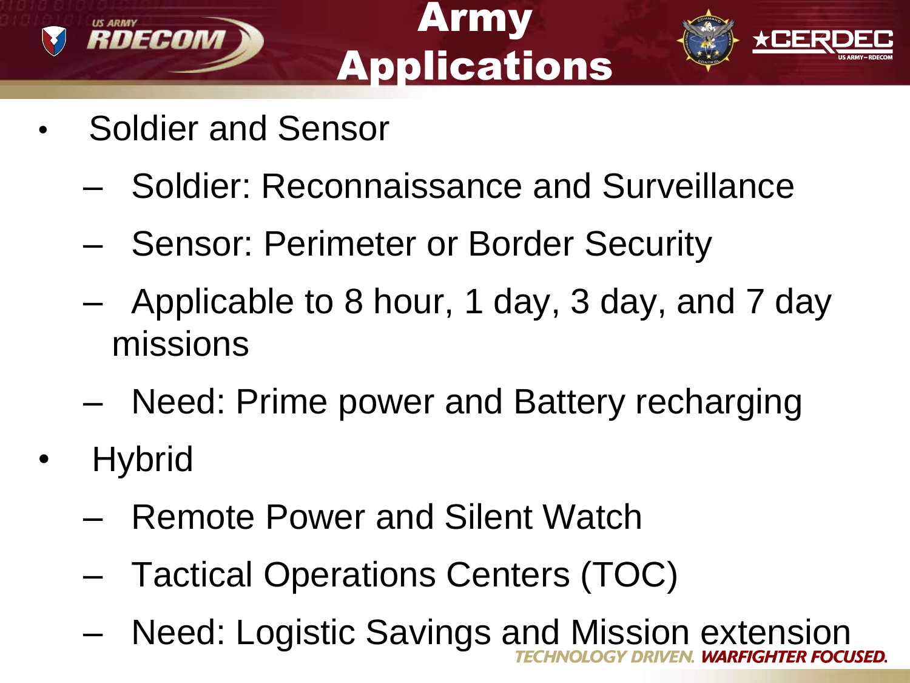# Army Applications

- Soldier and Sensor
  - Soldier: Reconnaissance and Surveillance
  - Sensor: Perimeter or Border Security
  - Applicable to 8 hour, 1 day, 3 day, and 7 day missions
  - Need: Prime power and Battery recharging
- Hybrid
  - Remote Power and Silent Watch
  - Tactical Operations Centers (TOC)
  - Need: Logistic Savings and Mission extension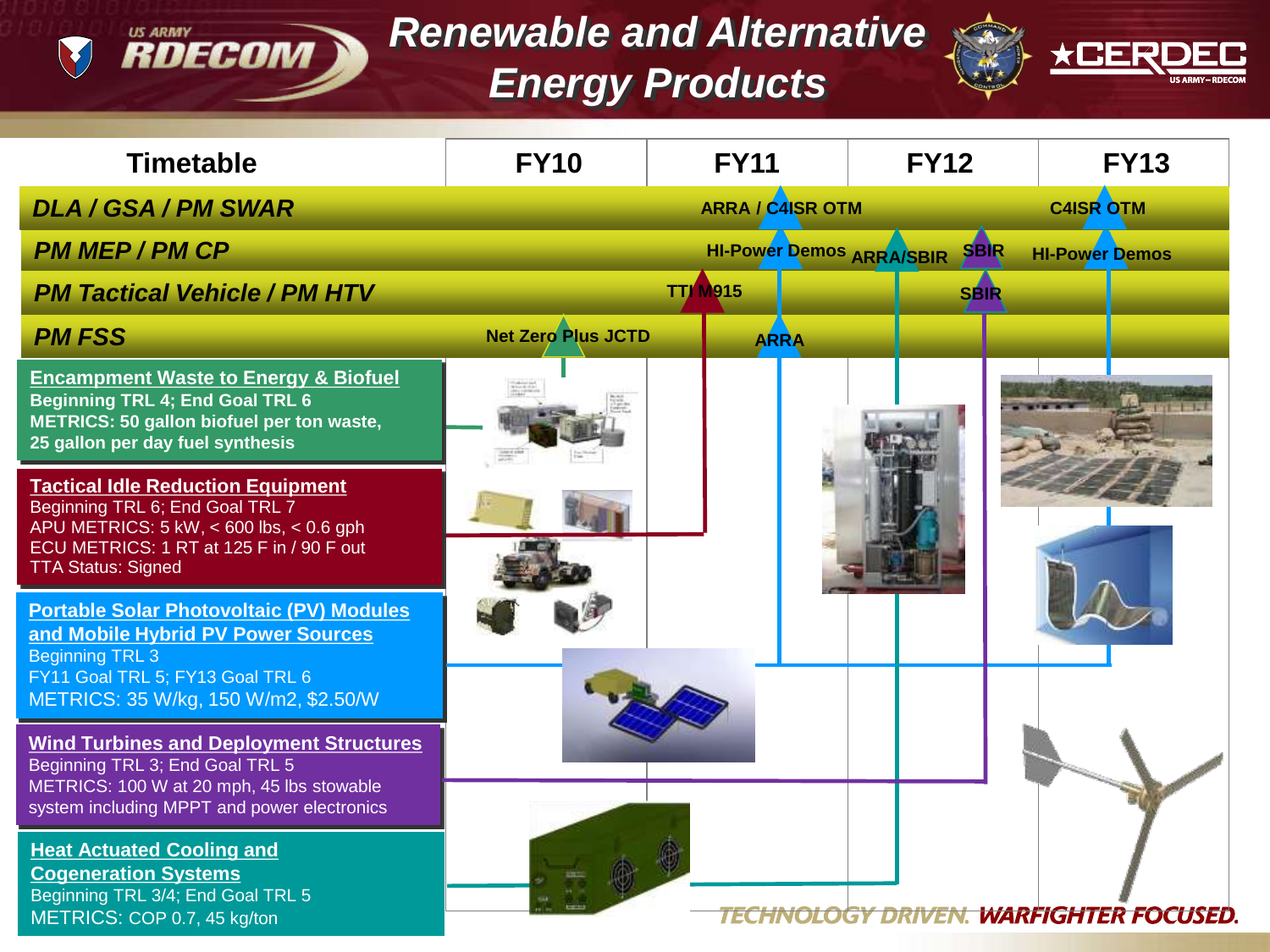# Renewable and Alternative Energy Products

| Timetable | FY10 | FY11 | FY12 | FY13 |
|---|---|---|---|---|
| DLA / GSA / PM SWAR | | ARRA / C4ISR OTM | | C4ISR OTM |
| PM MEP / PM CP | | HI-Power Demos | ARRA/SBIR, SBIR | HI-Power Demos |
| PM Tactical Vehicle / PM HTV | | TTI M915 | SBIR | |
| PM FSS | Net Zero Plus JCTD | ARRA | | |

**Encampment Waste to Energy & Biofuel**
**Beginning TRL 4; End Goal TRL 6**
**METRICS: 50 gallon biofuel per ton waste, 25 gallon per day fuel synthesis**

**Tactical Idle Reduction Equipment**
Beginning TRL 6; End Goal TRL 7
APU METRICS: 5 kW, < 600 lbs, < 0.6 gph
ECU METRICS: 1 RT at 125 F in / 90 F out
TTA Status: Signed

**Portable Solar Photovoltaic (PV) Modules and Mobile Hybrid PV Power Sources**
Beginning TRL 3
FY11 Goal TRL 5; FY13 Goal TRL 6
METRICS: 35 W/kg, 150 W/m2, $2.50/W

**Wind Turbines and Deployment Structures**
Beginning TRL 3; End Goal TRL 5
METRICS: 100 W at 20 mph, 45 lbs stowable system including MPPT and power electronics

**Heat Actuated Cooling and Cogeneration Systems**
Beginning TRL 3/4; End Goal TRL 5
METRICS: COP 0.7, 45 kg/ton

TECHNOLOGY DRIVEN. WARFIGHTER FOCUSED.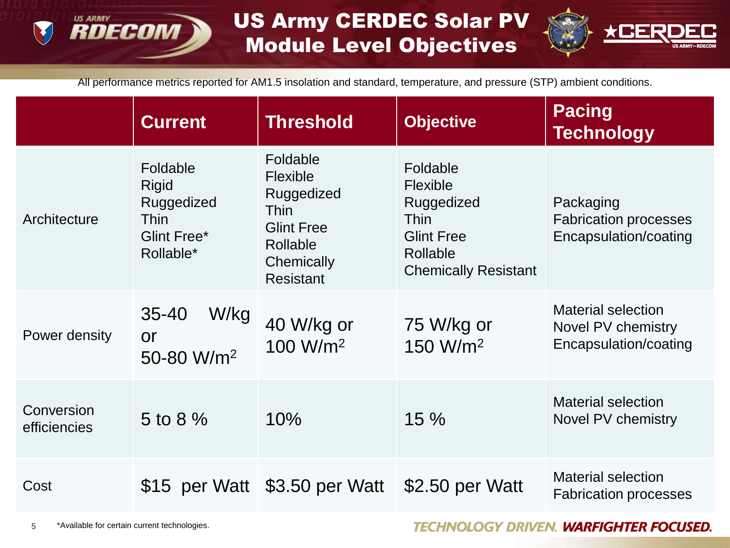# US Army CERDEC Solar PV Module Level Objectives

All performance metrics reported for AM1.5 insolation and standard, temperature, and pressure (STP) ambient conditions.

| | Current | Threshold | Objective | Pacing Technology |
|---|---|---|---|---|
| Architecture | Foldable<br>Rigid<br>Ruggedized<br>Thin<br>Glint Free*<br>Rollable* | Foldable<br>Flexible<br>Ruggedized<br>Thin<br>Glint Free<br>Rollable<br>Chemically Resistant | Foldable<br>Flexible<br>Ruggedized<br>Thin<br>Glint Free<br>Rollable<br>Chemically Resistant | Packaging<br>Fabrication processes<br>Encapsulation/coating |
| Power density | 35-40 W/kg or 50-80 W/m$^2$ | 40 W/kg or 100 W/m$^2$ | 75 W/kg or 150 W/m$^2$ | Material selection<br>Novel PV chemistry<br>Encapsulation/coating |
| Conversion efficiencies | 5 to 8 % | 10% | 15 % | Material selection<br>Novel PV chemistry |
| Cost | $15 per Watt | $3.50 per Watt | $2.50 per Watt | Material selection<br>Fabrication processes |

*Available for certain current technologies.

TECHNOLOGY DRIVEN. WARFIGHTER FOCUSED.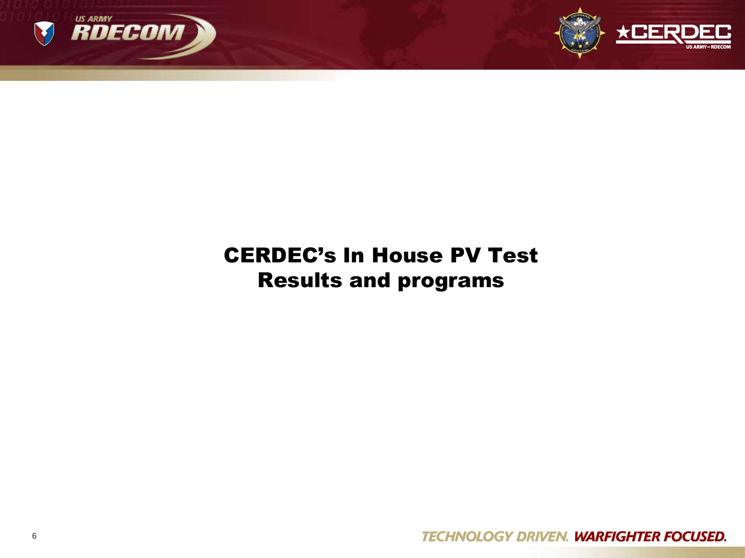# CERDEC's In House PV Test Results and programs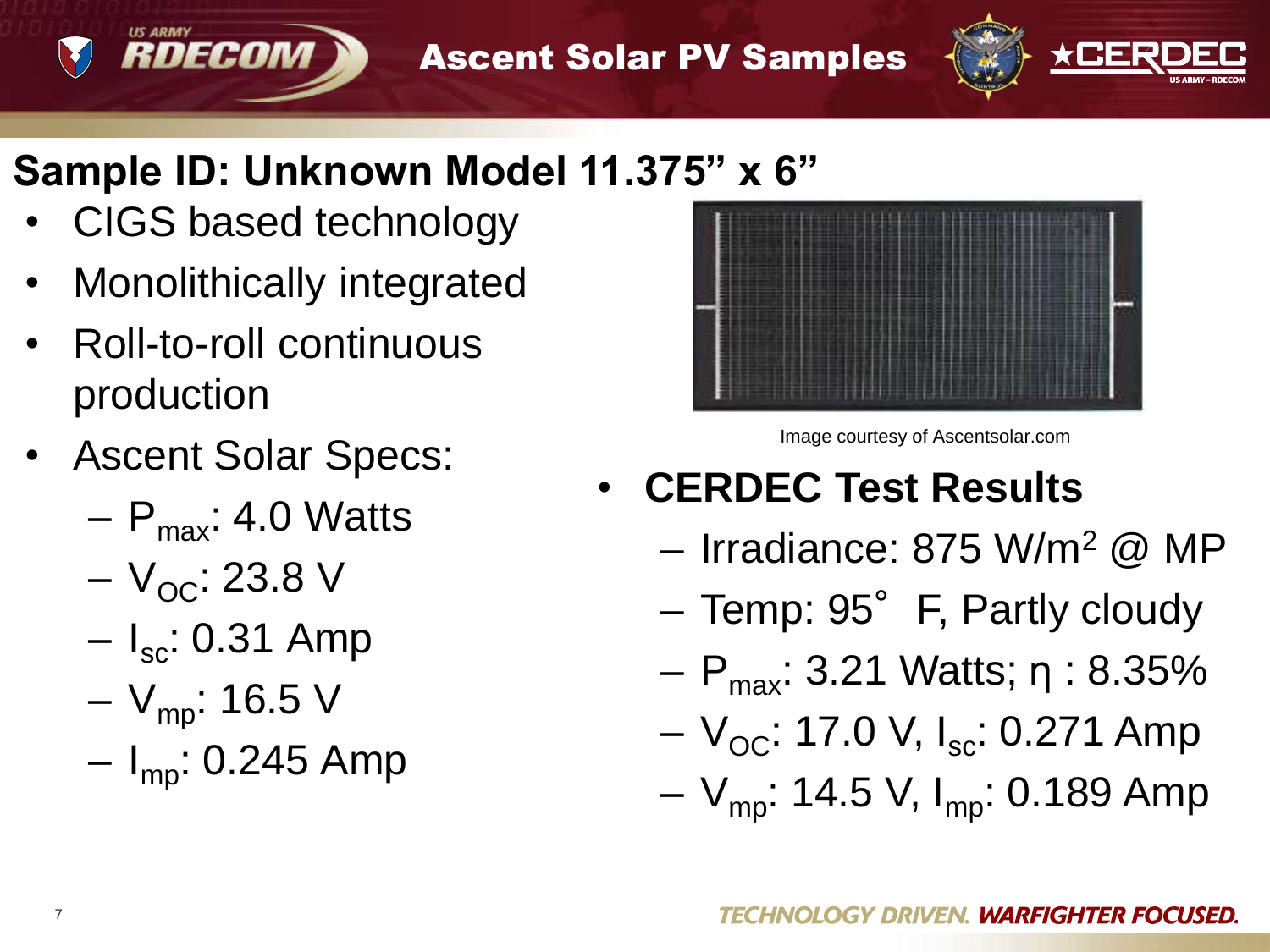# Ascent Solar PV Samples

## Sample ID: Unknown Model 11.375" x 6"

- CIGS based technology
- Monolithically integrated
- Roll-to-roll continuous production
- Ascent Solar Specs:
  - $P_{max}$: 4.0 Watts
  - $V_{OC}$: 23.8 V
  - $I_{sc}$: 0.31 Amp
  - $V_{mp}$: 16.5 V
  - $I_{mp}$: 0.245 Amp

Image courtesy of Ascentsolar.com

- **CERDEC Test Results**
  - Irradiance: 875 W/m$^2$ @ MP
  - Temp: 95° F, Partly cloudy
  - $P_{max}$: 3.21 Watts; $\eta$ : 8.35%
  - $V_{OC}$: 17.0 V, $I_{sc}$: 0.271 Amp
  - $V_{mp}$: 14.5 V, $I_{mp}$: 0.189 Amp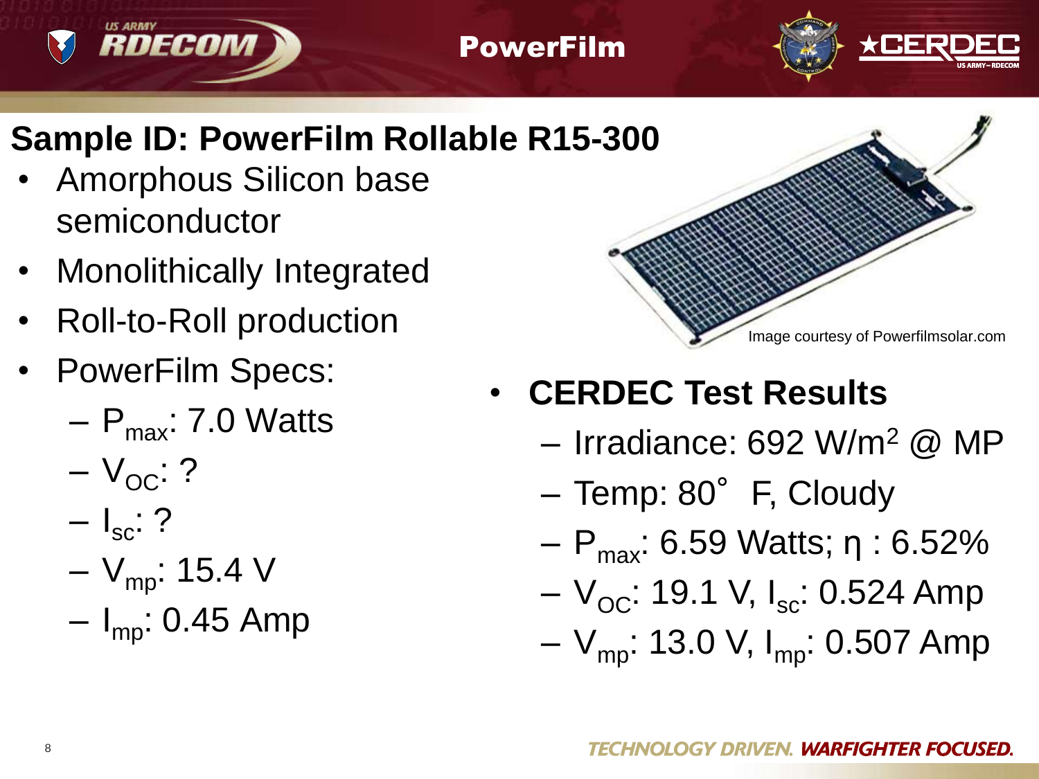# PowerFilm

## Sample ID: PowerFilm Rollable R15-300

- Amorphous Silicon base semiconductor
- Monolithically Integrated
- Roll-to-Roll production
- PowerFilm Specs:
  - $P_{max}$: 7.0 Watts
  - $V_{OC}$: ?
  - $I_{sc}$: ?
  - $V_{mp}$: 15.4 V
  - $I_{mp}$: 0.45 Amp

Image courtesy of Powerfilmsolar.com

- **CERDEC Test Results**
  - Irradiance: 692 $W/m^2$ @ MP
  - Temp: 80° F, Cloudy
  - $P_{max}$: 6.59 Watts; $\eta$ : 6.52%
  - $V_{OC}$: 19.1 V, $I_{sc}$: 0.524 Amp
  - $V_{mp}$: 13.0 V, $I_{mp}$: 0.507 Amp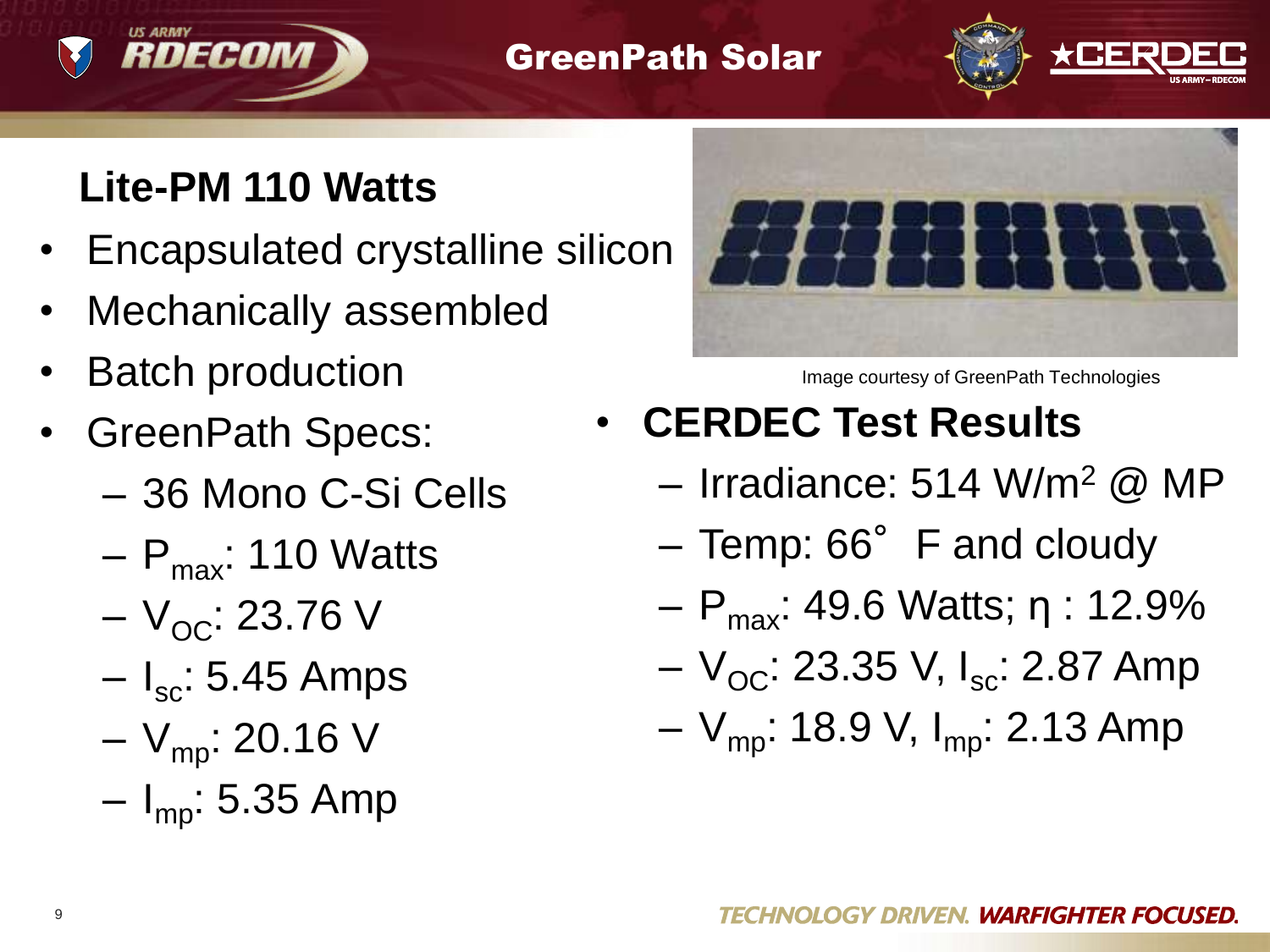# GreenPath Solar

## Lite-PM 110 Watts

- Encapsulated crystalline silicon
- Mechanically assembled
- Batch production
- GreenPath Specs:
  - 36 Mono C-Si Cells
  - $P_{max}$: 110 Watts
  - $V_{OC}$: 23.76 V
  - $I_{sc}$: 5.45 Amps
  - $V_{mp}$: 20.16 V
  - $I_{mp}$: 5.35 Amp

Image courtesy of GreenPath Technologies

- **CERDEC Test Results**
  - Irradiance: 514 W/m$^2$ @ MP
  - Temp: 66° F and cloudy
  - $P_{max}$: 49.6 Watts; η : 12.9%
  - $V_{OC}$: 23.35 V, $I_{sc}$: 2.87 Amp
  - $V_{mp}$: 18.9 V, $I_{mp}$: 2.13 Amp

*TECHNOLOGY DRIVEN. WARFIGHTER FOCUSED.*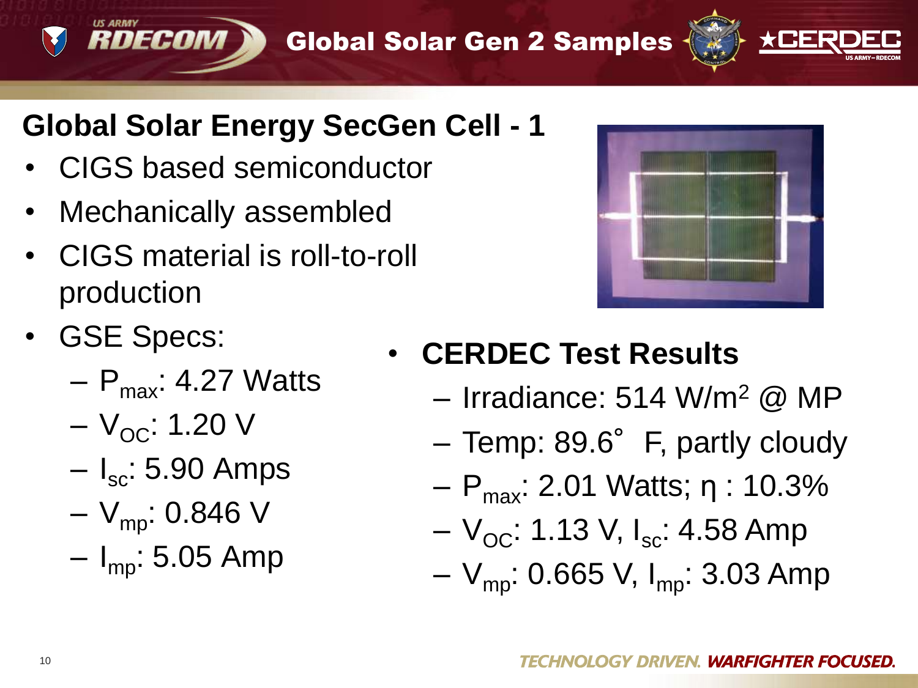# Global Solar Gen 2 Samples

## Global Solar Energy SecGen Cell - 1

- CIGS based semiconductor
- Mechanically assembled
- CIGS material is roll-to-roll production
- GSE Specs:
  - $P_{max}$: 4.27 Watts
  - $V_{OC}$: 1.20 V
  - $I_{sc}$: 5.90 Amps
  - $V_{mp}$: 0.846 V
  - $I_{mp}$: 5.05 Amp

- **CERDEC Test Results**
  - Irradiance: 514 W/m$^2$ @ MP
  - Temp: 89.6° F, partly cloudy
  - $P_{max}$: 2.01 Watts; η : 10.3%
  - $V_{OC}$: 1.13 V, $I_{sc}$: 4.58 Amp
  - $V_{mp}$: 0.665 V, $I_{mp}$: 3.03 Amp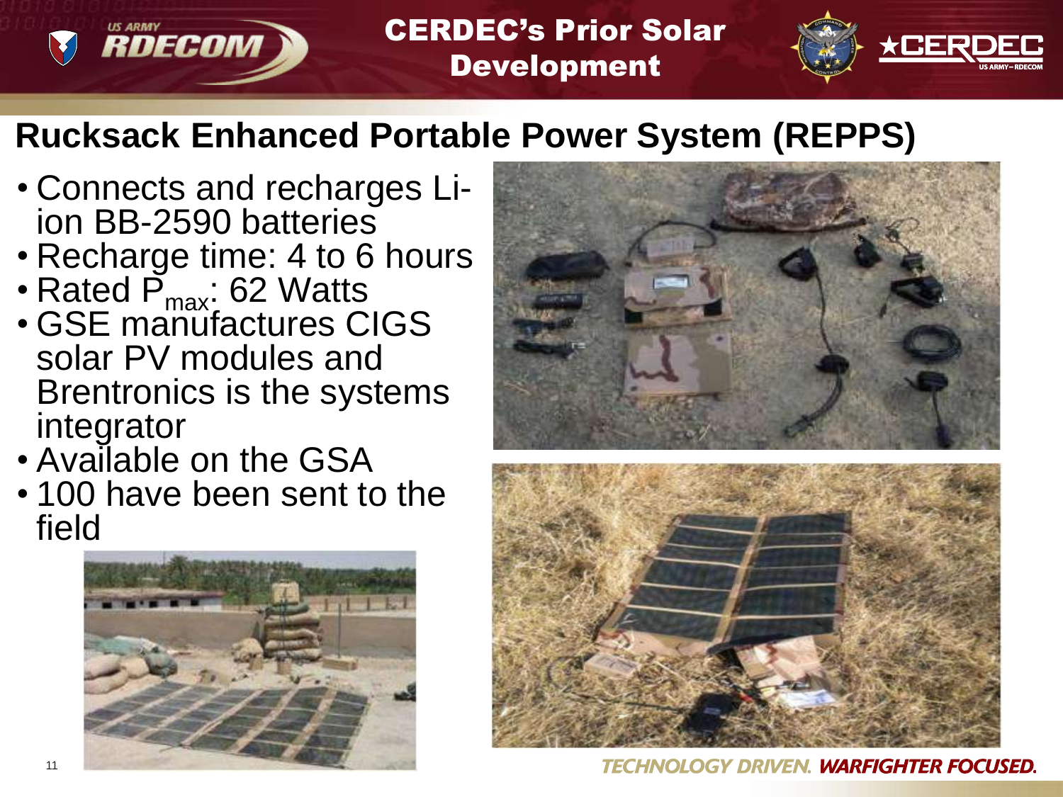# CERDEC's Prior Solar Development

## Rucksack Enhanced Portable Power System (REPPS)

- Connects and recharges Li-ion BB-2590 batteries
- Recharge time: 4 to 6 hours
- Rated $P_{max}$: 62 Watts
- GSE manufactures CIGS solar PV modules and Brentronics is the systems integrator
- Available on the GSA
- 100 have been sent to the field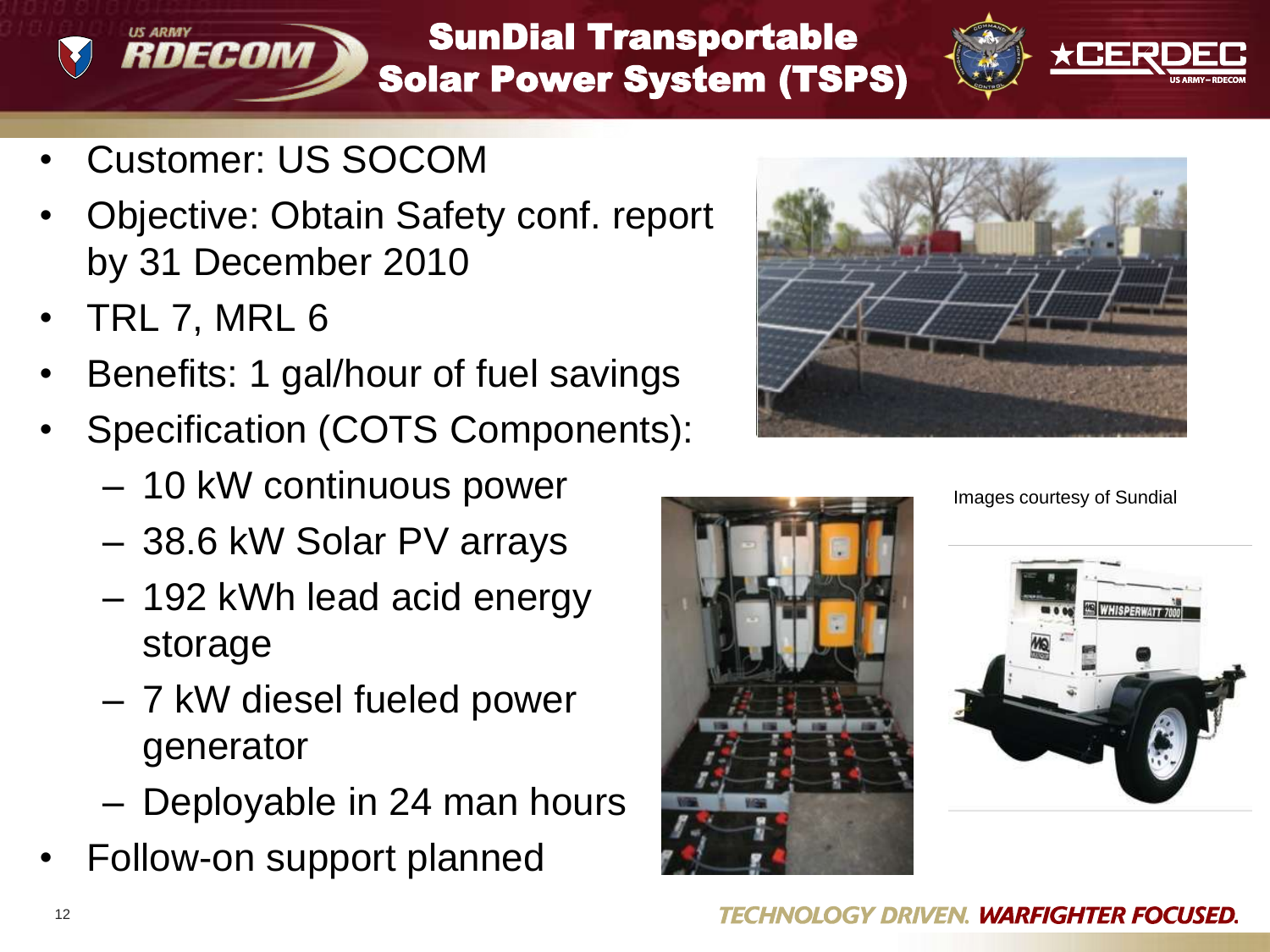# SunDial Transportable Solar Power System (TSPS)

- Customer: US SOCOM
- Objective: Obtain Safety conf. report by 31 December 2010
- TRL 7, MRL 6
- Benefits: 1 gal/hour of fuel savings
- Specification (COTS Components):
  - 10 kW continuous power
  - 38.6 kW Solar PV arrays
  - 192 kWh lead acid energy storage
  - 7 kW diesel fueled power generator
  - Deployable in 24 man hours
- Follow-on support planned

Images courtesy of Sundial

TECHNOLOGY DRIVEN. WARFIGHTER FOCUSED.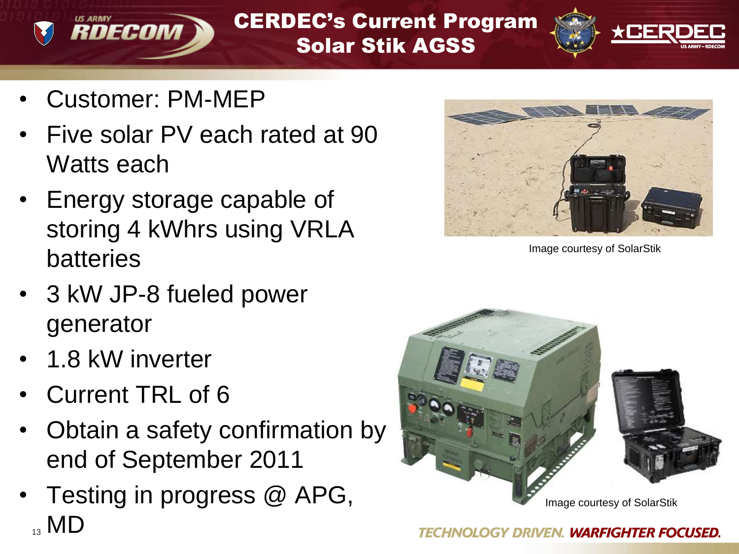# CERDEC's Current Program Solar Stik AGSS

- Customer: PM-MEP
- Five solar PV each rated at 90 Watts each
- Energy storage capable of storing 4 kWhrs using VRLA batteries
- 3 kW JP-8 fueled power generator
- 1.8 kW inverter
- Current TRL of 6
- Obtain a safety confirmation by end of September 2011
- Testing in progress @ APG, MD

Image courtesy of SolarStik

Image courtesy of SolarStik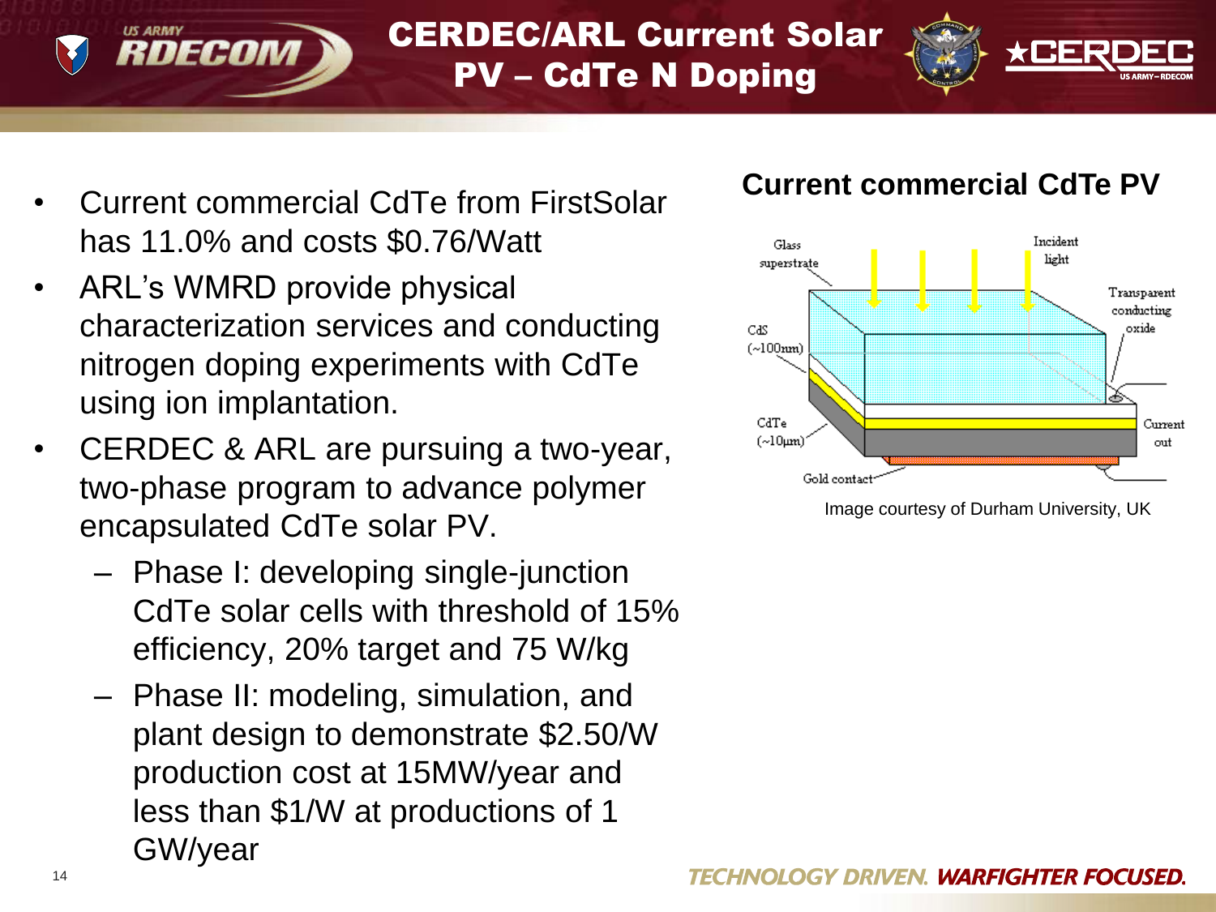# CERDEC/ARL Current Solar PV – CdTe N Doping

- Current commercial CdTe from FirstSolar has 11.0% and costs $0.76/Watt
- ARL's WMRD provide physical characterization services and conducting nitrogen doping experiments with CdTe using ion implantation.
- CERDEC & ARL are pursuing a two-year, two-phase program to advance polymer encapsulated CdTe solar PV.
  - Phase I: developing single-junction CdTe solar cells with threshold of 15% efficiency, 20% target and 75 W/kg
  - Phase II: modeling, simulation, and plant design to demonstrate $2.50/W production cost at 15MW/year and less than $1/W at productions of 1 GW/year

**Current commercial CdTe PV**

Glass superstrate

Incident light

Transparent conducting oxide

CdS (~100nm)

CdTe (~10μm)

Current out

Gold contact

Image courtesy of Durham University, UK

TECHNOLOGY DRIVEN. WARFIGHTER FOCUSED.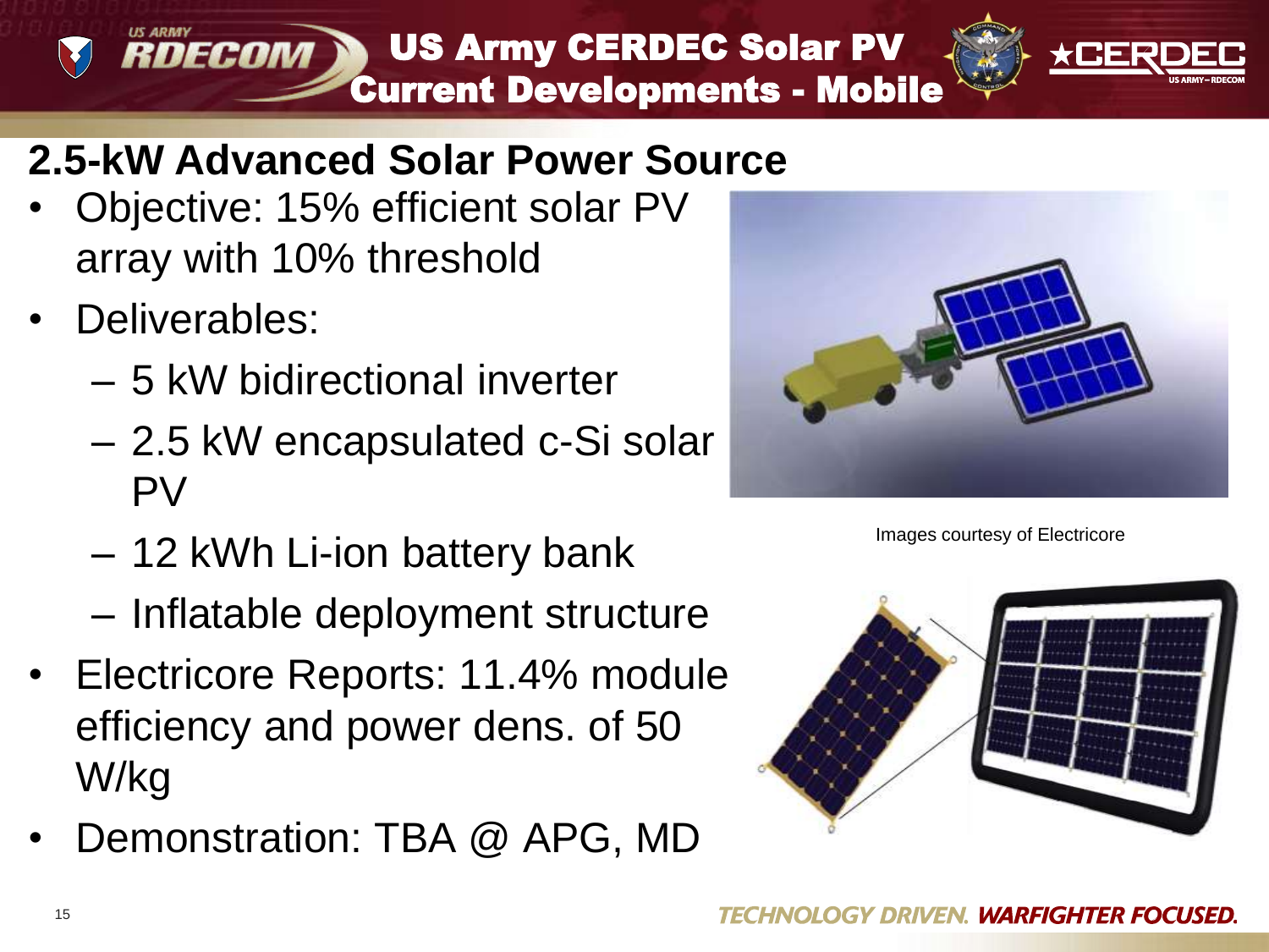# US Army CERDEC Solar PV Current Developments - Mobile

## 2.5-kW Advanced Solar Power Source

- Objective: 15% efficient solar PV array with 10% threshold
- Deliverables:
  - 5 kW bidirectional inverter
  - 2.5 kW encapsulated c-Si solar PV
  - 12 kWh Li-ion battery bank
  - Inflatable deployment structure
- Electricore Reports: 11.4% module efficiency and power dens. of 50 W/kg
- Demonstration: TBA @ APG, MD

Images courtesy of Electricore

TECHNOLOGY DRIVEN. WARFIGHTER FOCUSED.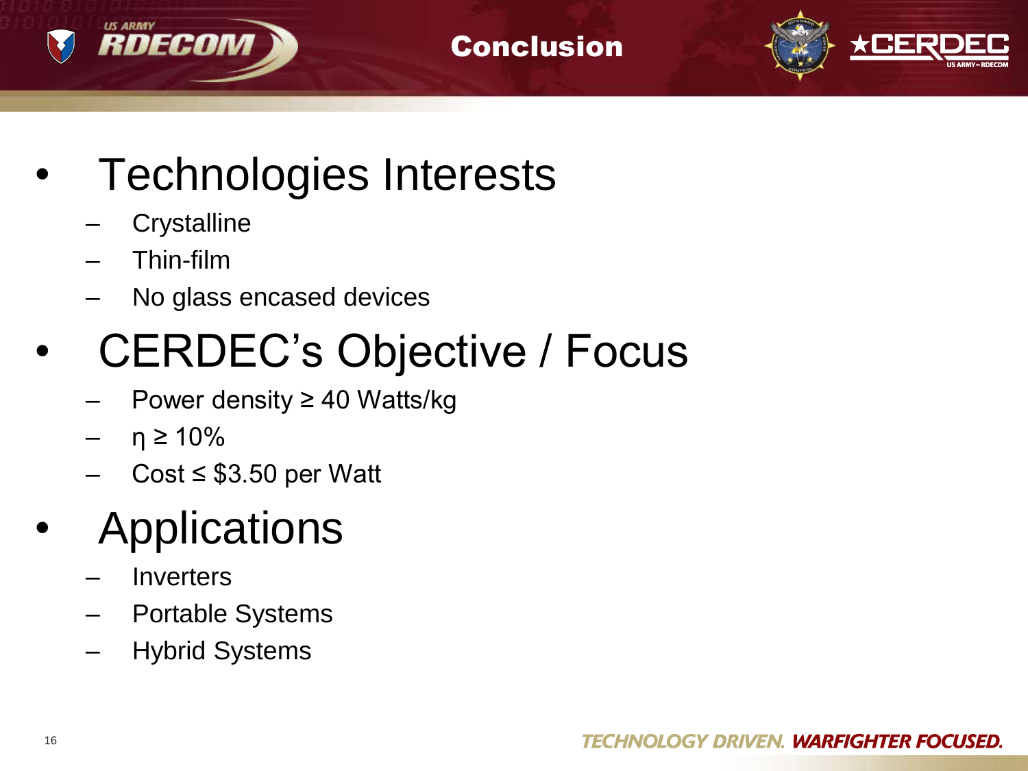# Conclusion

- Technologies Interests
  - Crystalline
  - Thin-film
  - No glass encased devices
- CERDEC's Objective / Focus
  - Power density ≥ 40 Watts/kg
  - $\eta \geq 10\%$
  - Cost ≤ $3.50 per Watt
- Applications
  - Inverters
  - Portable Systems
  - Hybrid Systems